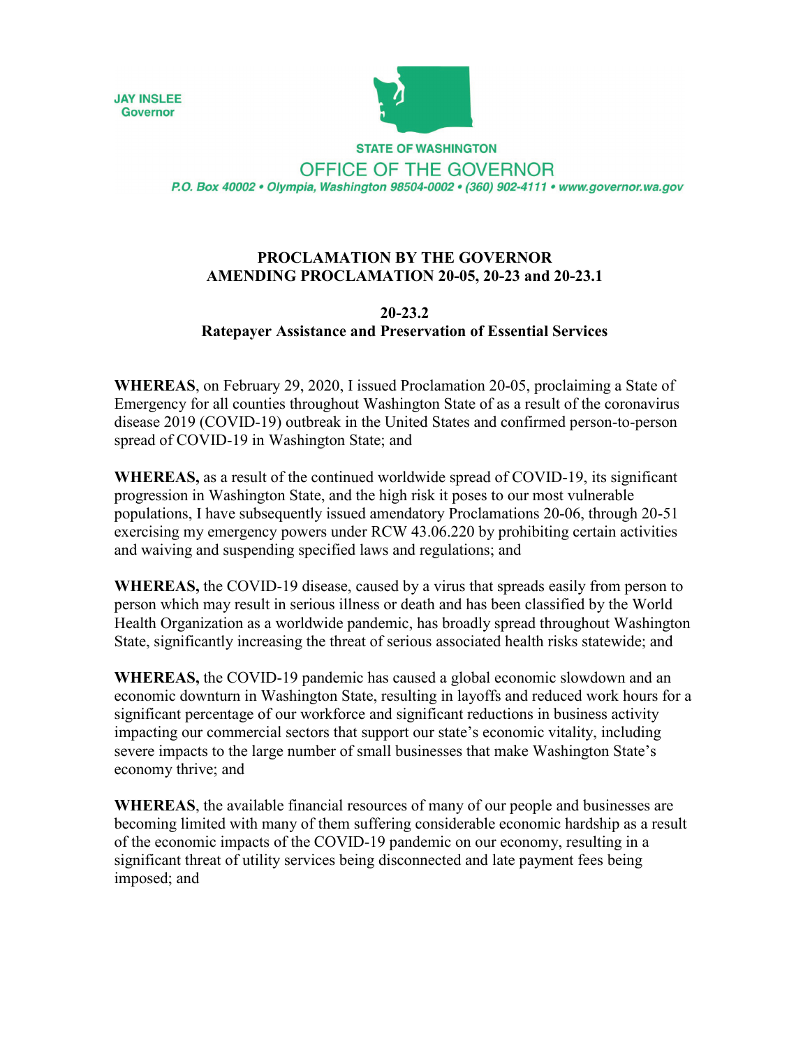JAY INSLEE
Governor

STATE OF WASHINGTON
OFFICE OF THE GOVERNOR
P.O. Box 40002 • Olympia, Washington 98504-0002 • (360) 902-4111 • www.governor.wa.gov

**PROCLAMATION BY THE GOVERNOR**
**AMENDING PROCLAMATION 20-05, 20-23 and 20-23.1**

**20-23.2**
**Ratepayer Assistance and Preservation of Essential Services**

**WHEREAS**, on February 29, 2020, I issued Proclamation 20-05, proclaiming a State of Emergency for all counties throughout Washington State of as a result of the coronavirus disease 2019 (COVID-19) outbreak in the United States and confirmed person-to-person spread of COVID-19 in Washington State; and

**WHEREAS,** as a result of the continued worldwide spread of COVID-19, its significant progression in Washington State, and the high risk it poses to our most vulnerable populations, I have subsequently issued amendatory Proclamations 20-06, through 20-51 exercising my emergency powers under RCW 43.06.220 by prohibiting certain activities and waiving and suspending specified laws and regulations; and

**WHEREAS,** the COVID-19 disease, caused by a virus that spreads easily from person to person which may result in serious illness or death and has been classified by the World Health Organization as a worldwide pandemic, has broadly spread throughout Washington State, significantly increasing the threat of serious associated health risks statewide; and

**WHEREAS,** the COVID-19 pandemic has caused a global economic slowdown and an economic downturn in Washington State, resulting in layoffs and reduced work hours for a significant percentage of our workforce and significant reductions in business activity impacting our commercial sectors that support our state's economic vitality, including severe impacts to the large number of small businesses that make Washington State's economy thrive; and

**WHEREAS**, the available financial resources of many of our people and businesses are becoming limited with many of them suffering considerable economic hardship as a result of the economic impacts of the COVID-19 pandemic on our economy, resulting in a significant threat of utility services being disconnected and late payment fees being imposed; and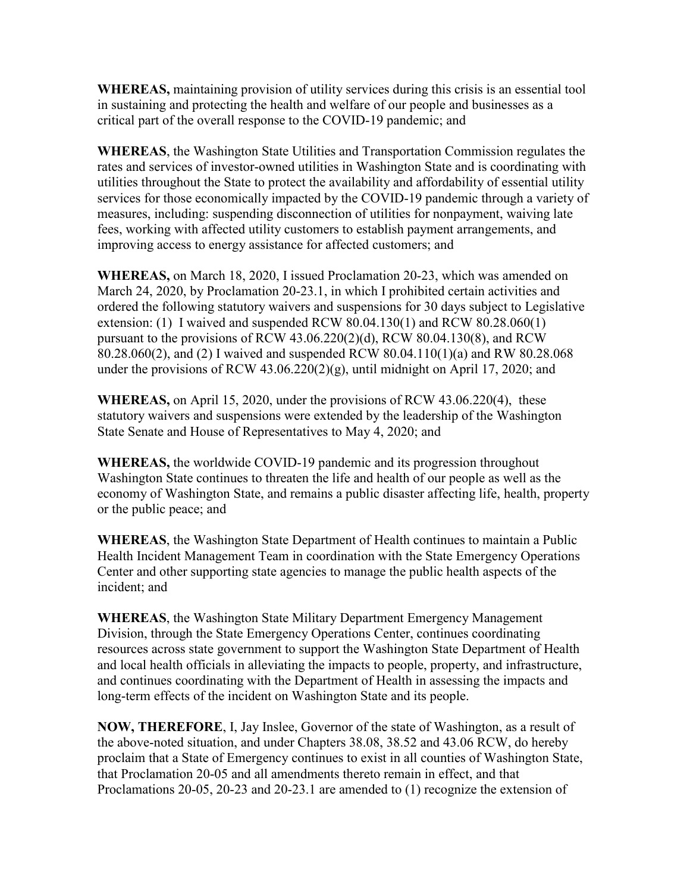**WHEREAS,** maintaining provision of utility services during this crisis is an essential tool in sustaining and protecting the health and welfare of our people and businesses as a critical part of the overall response to the COVID-19 pandemic; and

**WHEREAS**, the Washington State Utilities and Transportation Commission regulates the rates and services of investor-owned utilities in Washington State and is coordinating with utilities throughout the State to protect the availability and affordability of essential utility services for those economically impacted by the COVID-19 pandemic through a variety of measures, including: suspending disconnection of utilities for nonpayment, waiving late fees, working with affected utility customers to establish payment arrangements, and improving access to energy assistance for affected customers; and

**WHEREAS,** on March 18, 2020, I issued Proclamation 20-23, which was amended on March 24, 2020, by Proclamation 20-23.1, in which I prohibited certain activities and ordered the following statutory waivers and suspensions for 30 days subject to Legislative extension: (1) I waived and suspended RCW 80.04.130(1) and RCW 80.28.060(1) pursuant to the provisions of RCW 43.06.220(2)(d), RCW 80.04.130(8), and RCW 80.28.060(2), and (2) I waived and suspended RCW 80.04.110(1)(a) and RW 80.28.068 under the provisions of RCW 43.06.220(2)(g), until midnight on April 17, 2020; and

**WHEREAS,** on April 15, 2020, under the provisions of RCW 43.06.220(4), these statutory waivers and suspensions were extended by the leadership of the Washington State Senate and House of Representatives to May 4, 2020; and

**WHEREAS,** the worldwide COVID-19 pandemic and its progression throughout Washington State continues to threaten the life and health of our people as well as the economy of Washington State, and remains a public disaster affecting life, health, property or the public peace; and

**WHEREAS**, the Washington State Department of Health continues to maintain a Public Health Incident Management Team in coordination with the State Emergency Operations Center and other supporting state agencies to manage the public health aspects of the incident; and

**WHEREAS**, the Washington State Military Department Emergency Management Division, through the State Emergency Operations Center, continues coordinating resources across state government to support the Washington State Department of Health and local health officials in alleviating the impacts to people, property, and infrastructure, and continues coordinating with the Department of Health in assessing the impacts and long-term effects of the incident on Washington State and its people.

**NOW, THEREFORE**, I, Jay Inslee, Governor of the state of Washington, as a result of the above-noted situation, and under Chapters 38.08, 38.52 and 43.06 RCW, do hereby proclaim that a State of Emergency continues to exist in all counties of Washington State, that Proclamation 20-05 and all amendments thereto remain in effect, and that Proclamations 20-05, 20-23 and 20-23.1 are amended to (1) recognize the extension of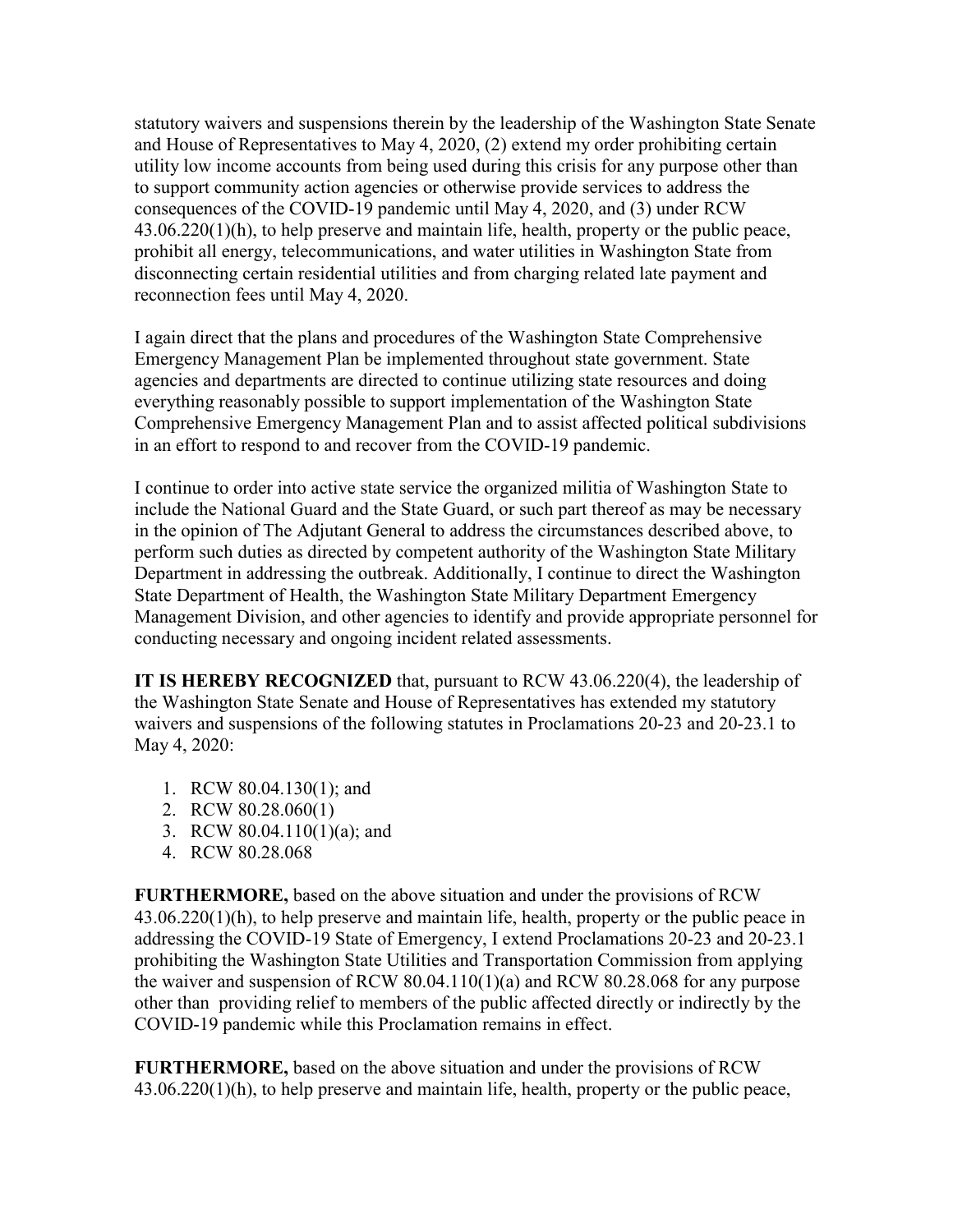statutory waivers and suspensions therein by the leadership of the Washington State Senate and House of Representatives to May 4, 2020, (2) extend my order prohibiting certain utility low income accounts from being used during this crisis for any purpose other than to support community action agencies or otherwise provide services to address the consequences of the COVID-19 pandemic until May 4, 2020, and (3) under RCW 43.06.220(1)(h), to help preserve and maintain life, health, property or the public peace, prohibit all energy, telecommunications, and water utilities in Washington State from disconnecting certain residential utilities and from charging related late payment and reconnection fees until May 4, 2020.

I again direct that the plans and procedures of the Washington State Comprehensive Emergency Management Plan be implemented throughout state government. State agencies and departments are directed to continue utilizing state resources and doing everything reasonably possible to support implementation of the Washington State Comprehensive Emergency Management Plan and to assist affected political subdivisions in an effort to respond to and recover from the COVID-19 pandemic.

I continue to order into active state service the organized militia of Washington State to include the National Guard and the State Guard, or such part thereof as may be necessary in the opinion of The Adjutant General to address the circumstances described above, to perform such duties as directed by competent authority of the Washington State Military Department in addressing the outbreak. Additionally, I continue to direct the Washington State Department of Health, the Washington State Military Department Emergency Management Division, and other agencies to identify and provide appropriate personnel for conducting necessary and ongoing incident related assessments.

**IT IS HEREBY RECOGNIZED** that, pursuant to RCW 43.06.220(4), the leadership of the Washington State Senate and House of Representatives has extended my statutory waivers and suspensions of the following statutes in Proclamations 20-23 and 20-23.1 to May 4, 2020:

1. RCW 80.04.130(1); and
2. RCW 80.28.060(1)
3. RCW 80.04.110(1)(a); and
4. RCW 80.28.068

**FURTHERMORE,** based on the above situation and under the provisions of RCW 43.06.220(1)(h), to help preserve and maintain life, health, property or the public peace in addressing the COVID-19 State of Emergency, I extend Proclamations 20-23 and 20-23.1 prohibiting the Washington State Utilities and Transportation Commission from applying the waiver and suspension of RCW 80.04.110(1)(a) and RCW 80.28.068 for any purpose other than providing relief to members of the public affected directly or indirectly by the COVID-19 pandemic while this Proclamation remains in effect.

**FURTHERMORE,** based on the above situation and under the provisions of RCW 43.06.220(1)(h), to help preserve and maintain life, health, property or the public peace,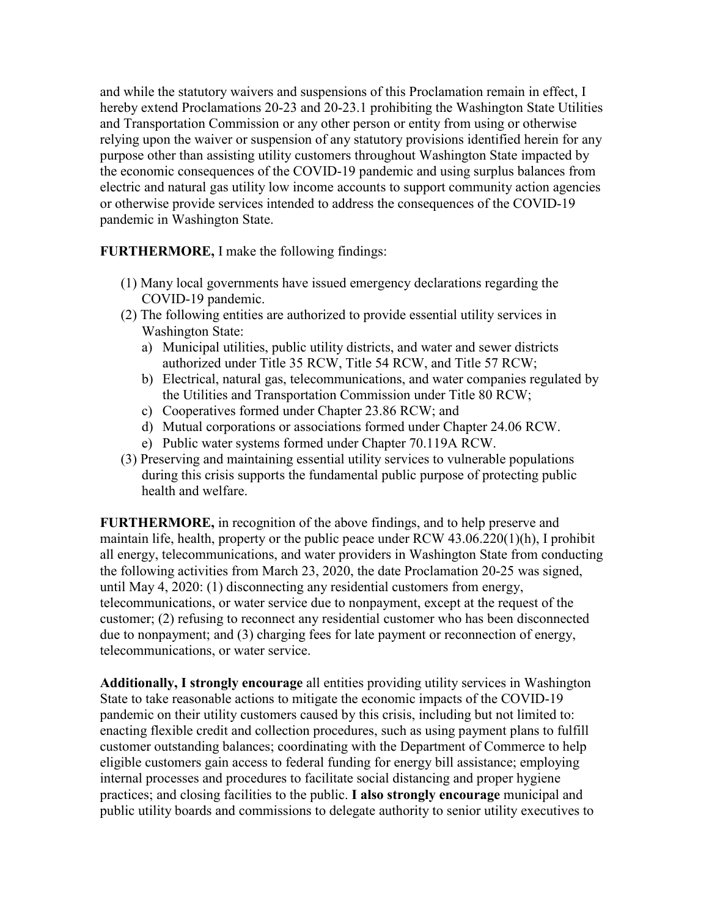and while the statutory waivers and suspensions of this Proclamation remain in effect, I hereby extend Proclamations 20-23 and 20-23.1 prohibiting the Washington State Utilities and Transportation Commission or any other person or entity from using or otherwise relying upon the waiver or suspension of any statutory provisions identified herein for any purpose other than assisting utility customers throughout Washington State impacted by the economic consequences of the COVID-19 pandemic and using surplus balances from electric and natural gas utility low income accounts to support community action agencies or otherwise provide services intended to address the consequences of the COVID-19 pandemic in Washington State.

**FURTHERMORE,** I make the following findings:

(1) Many local governments have issued emergency declarations regarding the COVID-19 pandemic.

(2) The following entities are authorized to provide essential utility services in Washington State:

   a) Municipal utilities, public utility districts, and water and sewer districts authorized under Title 35 RCW, Title 54 RCW, and Title 57 RCW;
   b) Electrical, natural gas, telecommunications, and water companies regulated by the Utilities and Transportation Commission under Title 80 RCW;
   c) Cooperatives formed under Chapter 23.86 RCW; and
   d) Mutual corporations or associations formed under Chapter 24.06 RCW.
   e) Public water systems formed under Chapter 70.119A RCW.

(3) Preserving and maintaining essential utility services to vulnerable populations during this crisis supports the fundamental public purpose of protecting public health and welfare.

**FURTHERMORE,** in recognition of the above findings, and to help preserve and maintain life, health, property or the public peace under RCW 43.06.220(1)(h), I prohibit all energy, telecommunications, and water providers in Washington State from conducting the following activities from March 23, 2020, the date Proclamation 20-25 was signed, until May 4, 2020: (1) disconnecting any residential customers from energy, telecommunications, or water service due to nonpayment, except at the request of the customer; (2) refusing to reconnect any residential customer who has been disconnected due to nonpayment; and (3) charging fees for late payment or reconnection of energy, telecommunications, or water service.

**Additionally, I strongly encourage** all entities providing utility services in Washington State to take reasonable actions to mitigate the economic impacts of the COVID-19 pandemic on their utility customers caused by this crisis, including but not limited to: enacting flexible credit and collection procedures, such as using payment plans to fulfill customer outstanding balances; coordinating with the Department of Commerce to help eligible customers gain access to federal funding for energy bill assistance; employing internal processes and procedures to facilitate social distancing and proper hygiene practices; and closing facilities to the public. **I also strongly encourage** municipal and public utility boards and commissions to delegate authority to senior utility executives to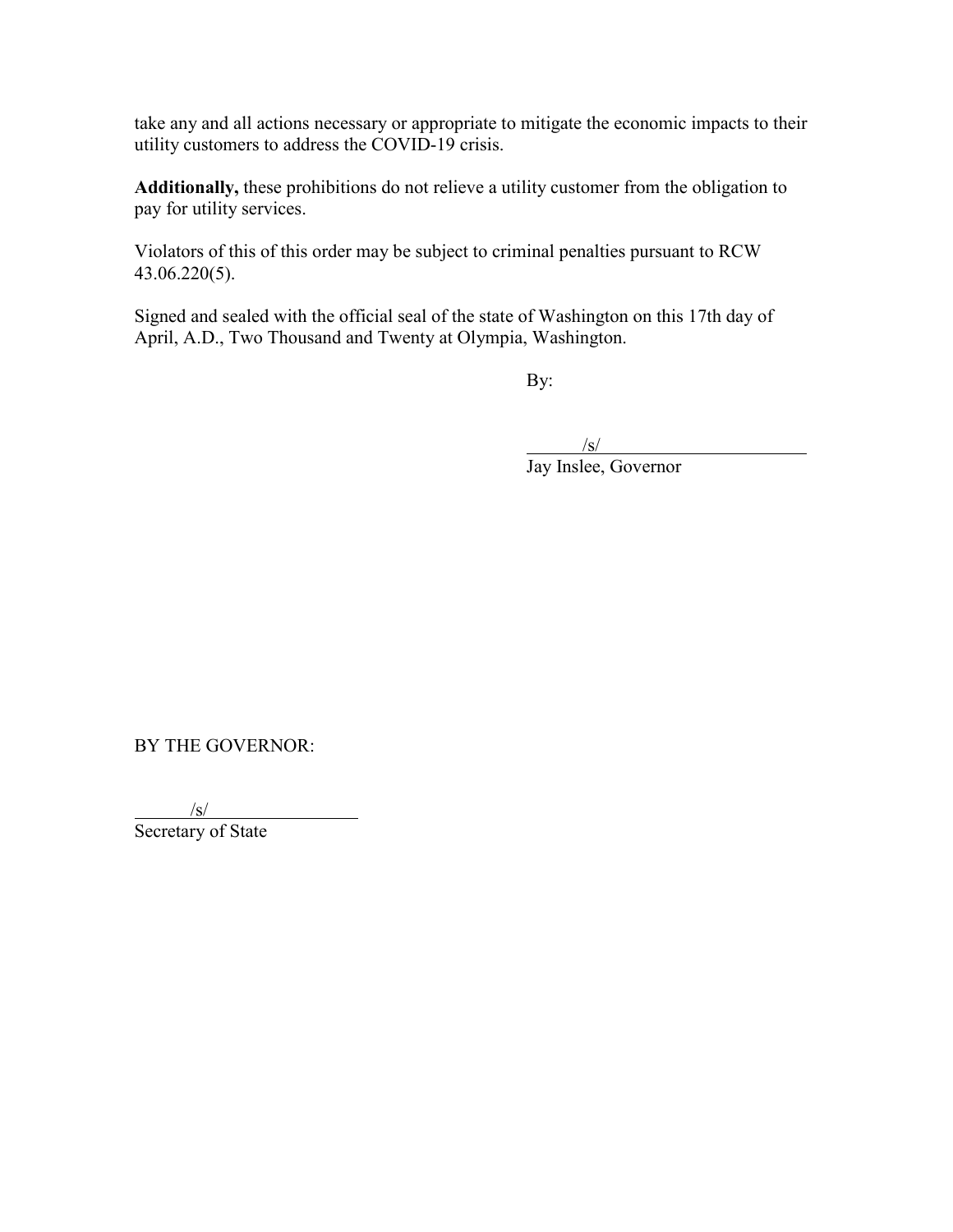take any and all actions necessary or appropriate to mitigate the economic impacts to their utility customers to address the COVID-19 crisis.

**Additionally,** these prohibitions do not relieve a utility customer from the obligation to pay for utility services.

Violators of this of this order may be subject to criminal penalties pursuant to RCW 43.06.220(5).

Signed and sealed with the official seal of the state of Washington on this 17th day of April, A.D., Two Thousand and Twenty at Olympia, Washington.

By:

/s/
Jay Inslee, Governor

BY THE GOVERNOR:

/s/
Secretary of State